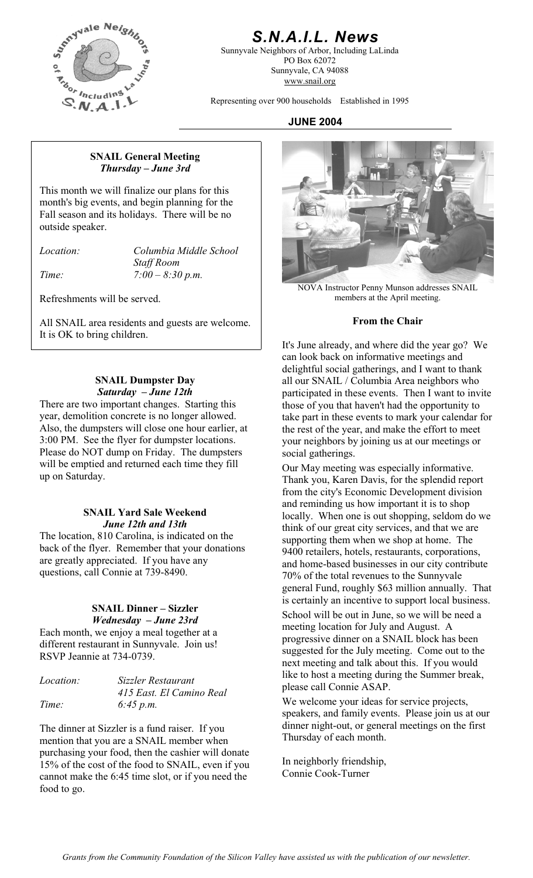# S.N.A.I.L. News

Sunnyvale Neighbors of Arbor, Including LaLinda
PO Box 62072
Sunnyvale, CA 94088
www.snail.org

Representing over 900 households Established in 1995

**JUNE 2004**

### SNAIL General Meeting
***Thursday – June 3rd***

This month we will finalize our plans for this month's big events, and begin planning for the Fall season and its holidays. There will be no outside speaker.

*Location:* *Columbia Middle School Staff Room*
*Time:* *7:00 – 8:30 p.m.*

Refreshments will be served.

All SNAIL area residents and guests are welcome. It is OK to bring children.

### SNAIL Dumpster Day
***Saturday – June 12th***

There are two important changes. Starting this year, demolition concrete is no longer allowed. Also, the dumpsters will close one hour earlier, at 3:00 PM. See the flyer for dumpster locations. Please do NOT dump on Friday. The dumpsters will be emptied and returned each time they fill up on Saturday.

### SNAIL Yard Sale Weekend
***June 12th and 13th***

The location, 810 Carolina, is indicated on the back of the flyer. Remember that your donations are greatly appreciated. If you have any questions, call Connie at 739-8490.

### SNAIL Dinner – Sizzler
***Wednesday – June 23rd***

Each month, we enjoy a meal together at a different restaurant in Sunnyvale. Join us! RSVP Jeannie at 734-0739.

*Location:* *Sizzler Restaurant 415 East. El Camino Real*
*Time:* *6:45 p.m.*

The dinner at Sizzler is a fund raiser. If you mention that you are a SNAIL member when purchasing your food, then the cashier will donate 15% of the cost of the food to SNAIL, even if you cannot make the 6:45 time slot, or if you need the food to go.

NOVA Instructor Penny Munson addresses SNAIL members at the April meeting.

### From the Chair

It's June already, and where did the year go? We can look back on informative meetings and delightful social gatherings, and I want to thank all our SNAIL / Columbia Area neighbors who participated in these events. Then I want to invite those of you that haven't had the opportunity to take part in these events to mark your calendar for the rest of the year, and make the effort to meet your neighbors by joining us at our meetings or social gatherings.

Our May meeting was especially informative. Thank you, Karen Davis, for the splendid report from the city's Economic Development division and reminding us how important it is to shop locally. When one is out shopping, seldom do we think of our great city services, and that we are supporting them when we shop at home. The 9400 retailers, hotels, restaurants, corporations, and home-based businesses in our city contribute 70% of the total revenues to the Sunnyvale general Fund, roughly \$63 million annually. That is certainly an incentive to support local business.

School will be out in June, so we will be need a meeting location for July and August. A progressive dinner on a SNAIL block has been suggested for the July meeting. Come out to the next meeting and talk about this. If you would like to host a meeting during the Summer break, please call Connie ASAP.

We welcome your ideas for service projects, speakers, and family events. Please join us at our dinner night-out, or general meetings on the first Thursday of each month.

In neighborly friendship,
Connie Cook-Turner

*Grants from the Community Foundation of the Silicon Valley have assisted us with the publication of our newsletter.*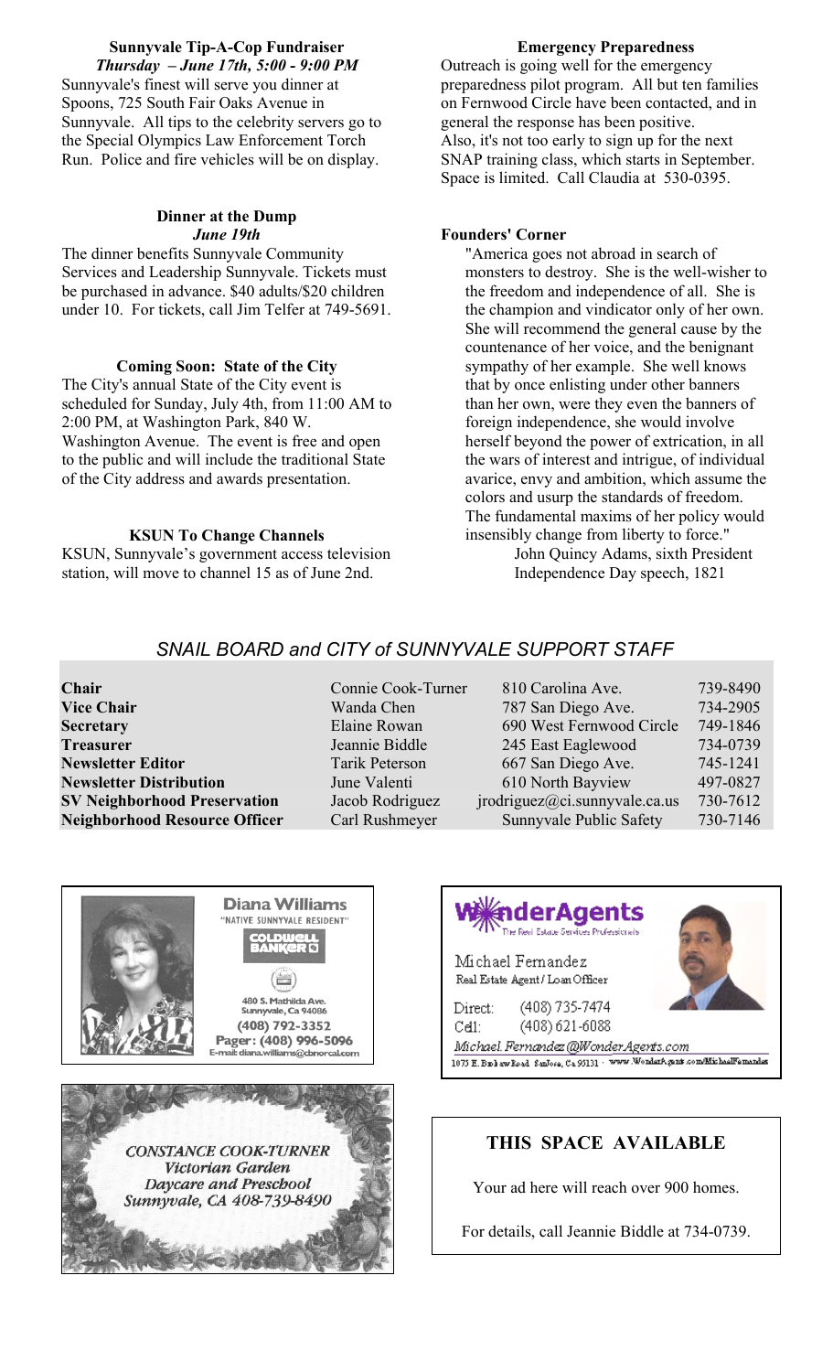### Sunnyvale Tip-A-Cop Fundraiser

***Thursday – June 17th, 5:00 - 9:00 PM***

Sunnyvale's finest will serve you dinner at Spoons, 725 South Fair Oaks Avenue in Sunnyvale. All tips to the celebrity servers go to the Special Olympics Law Enforcement Torch Run. Police and fire vehicles will be on display.

### Dinner at the Dump

***June 19th***

The dinner benefits Sunnyvale Community Services and Leadership Sunnyvale. Tickets must be purchased in advance. $40 adults/$20 children under 10. For tickets, call Jim Telfer at 749-5691.

### Coming Soon: State of the City

The City's annual State of the City event is scheduled for Sunday, July 4th, from 11:00 AM to 2:00 PM, at Washington Park, 840 W. Washington Avenue. The event is free and open to the public and will include the traditional State of the City address and awards presentation.

### KSUN To Change Channels

KSUN, Sunnyvale's government access television station, will move to channel 15 as of June 2nd.

### Emergency Preparedness

Outreach is going well for the emergency preparedness pilot program. All but ten families on Fernwood Circle have been contacted, and in general the response has been positive.
Also, it's not too early to sign up for the next SNAP training class, which starts in September. Space is limited. Call Claudia at 530-0395.

### Founders' Corner

"America goes not abroad in search of monsters to destroy. She is the well-wisher to the freedom and independence of all. She is the champion and vindicator only of her own. She will recommend the general cause by the countenance of her voice, and the benignant sympathy of her example. She well knows that by once enlisting under other banners than her own, were they even the banners of foreign independence, she would involve herself beyond the power of extrication, in all the wars of interest and intrigue, of individual avarice, envy and ambition, which assume the colors and usurp the standards of freedom. The fundamental maxims of her policy would insensibly change from liberty to force."

John Quincy Adams, sixth President
Independence Day speech, 1821

## *SNAIL BOARD and CITY of SUNNYVALE SUPPORT STAFF*

| | | | |
|---|---|---|---|
| **Chair** | Connie Cook-Turner | 810 Carolina Ave. | 739-8490 |
| **Vice Chair** | Wanda Chen | 787 San Diego Ave. | 734-2905 |
| **Secretary** | Elaine Rowan | 690 West Fernwood Circle | 749-1846 |
| **Treasurer** | Jeannie Biddle | 245 East Eaglewood | 734-0739 |
| **Newsletter Editor** | Tarik Peterson | 667 San Diego Ave. | 745-1241 |
| **Newsletter Distribution** | June Valenti | 610 North Bayview | 497-0827 |
| **SV Neighborhood Preservation** | Jacob Rodriguez | jrodriguez@ci.sunnyvale.ca.us | 730-7612 |
| **Neighborhood Resource Officer** | Carl Rushmeyer | Sunnyvale Public Safety | 730-7146 |

**Diana Williams**
"NATIVE SUNNYVALE RESIDENT"
COLDWELL BANKER
480 S. Mathilda Ave.
Sunnyvale, Ca 94086
(408) 792-3352
Pager: (408) 996-5096
E-mail: diana.williams@cbnorcal.com

**WonderAgents**
The Real Estate Services Professionals
Michael Fernandez
Real Estate Agent / Loan Officer
Direct: (408) 735-7474
Cell: (408) 621-6088
Michael.Fernandez@WonderAgents.com
1075 E. Brokaw Road San Jose, Ca 95131 · www.WonderAgents.com/MichaelFernandez

*CONSTANCE COOK-TURNER*
*Victorian Garden*
*Daycare and Preschool*
*Sunnyvale, CA 408-739-8490*

### THIS SPACE AVAILABLE

Your ad here will reach over 900 homes.

For details, call Jeannie Biddle at 734-0739.